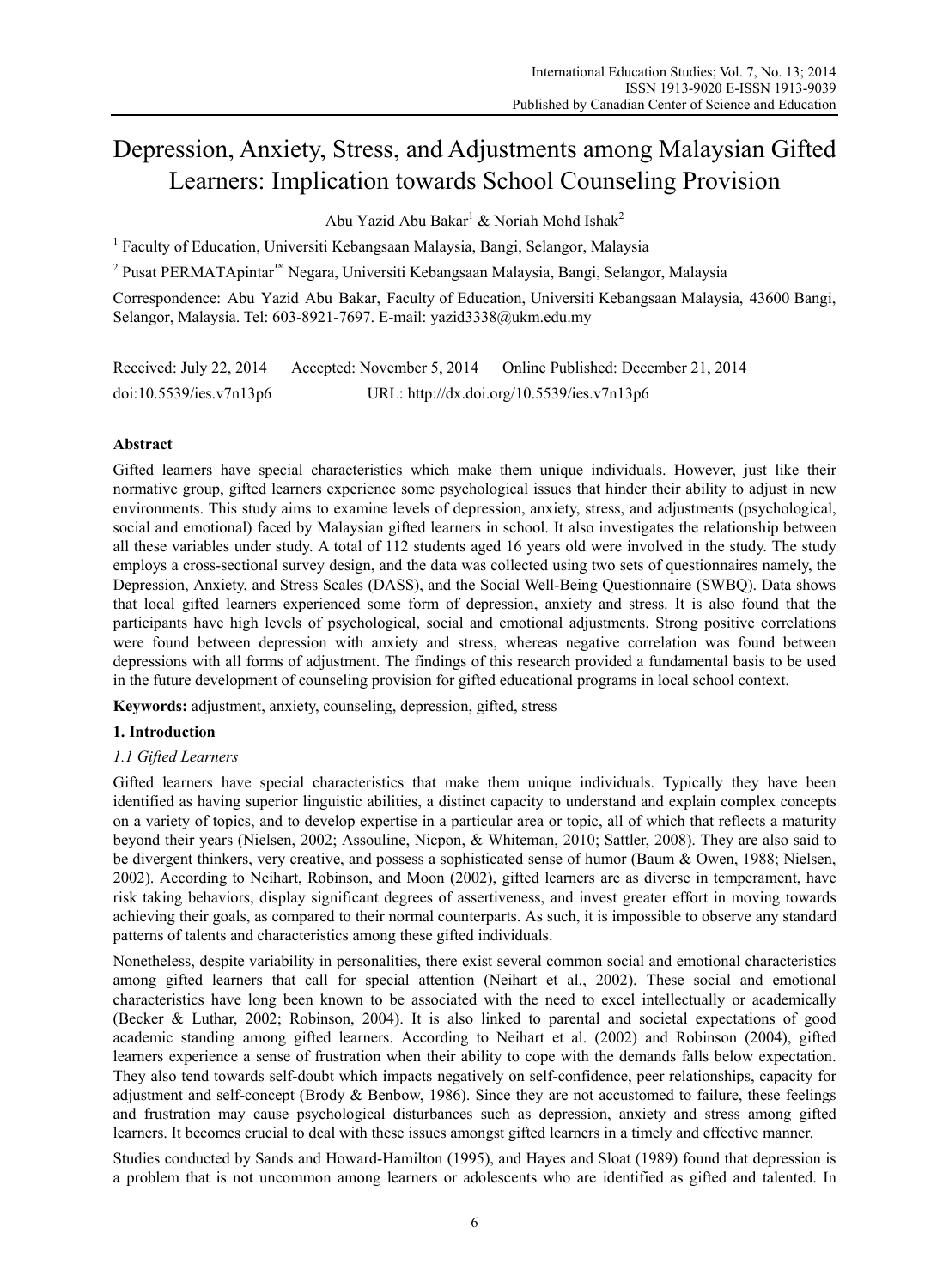# Depression, Anxiety, Stress, and Adjustments among Malaysian Gifted Learners: Implication towards School Counseling Provision

Abu Yazid Abu Bakar[1] & Noriah Mohd Ishak[2]

[1] Faculty of Education, Universiti Kebangsaan Malaysia, Bangi, Selangor, Malaysia

[2] Pusat PERMATApintar™ Negara, Universiti Kebangsaan Malaysia, Bangi, Selangor, Malaysia

Correspondence: Abu Yazid Abu Bakar, Faculty of Education, Universiti Kebangsaan Malaysia, 43600 Bangi, Selangor, Malaysia. Tel: 603-8921-7697. E-mail: yazid3338@ukm.edu.my

Received: July 22, 2014 Accepted: November 5, 2014 Online Published: December 21, 2014

doi:10.5539/ies.v7n13p6 URL: http://dx.doi.org/10.5539/ies.v7n13p6

## Abstract

Gifted learners have special characteristics which make them unique individuals. However, just like their normative group, gifted learners experience some psychological issues that hinder their ability to adjust in new environments. This study aims to examine levels of depression, anxiety, stress, and adjustments (psychological, social and emotional) faced by Malaysian gifted learners in school. It also investigates the relationship between all these variables under study. A total of 112 students aged 16 years old were involved in the study. The study employs a cross-sectional survey design, and the data was collected using two sets of questionnaires namely, the Depression, Anxiety, and Stress Scales (DASS), and the Social Well-Being Questionnaire (SWBQ). Data shows that local gifted learners experienced some form of depression, anxiety and stress. It is also found that the participants have high levels of psychological, social and emotional adjustments. Strong positive correlations were found between depression with anxiety and stress, whereas negative correlation was found between depressions with all forms of adjustment. The findings of this research provided a fundamental basis to be used in the future development of counseling provision for gifted educational programs in local school context.

**Keywords:** adjustment, anxiety, counseling, depression, gifted, stress

## 1. Introduction

### *1.1 Gifted Learners*

Gifted learners have special characteristics that make them unique individuals. Typically they have been identified as having superior linguistic abilities, a distinct capacity to understand and explain complex concepts on a variety of topics, and to develop expertise in a particular area or topic, all of which that reflects a maturity beyond their years (Nielsen, 2002; Assouline, Nicpon, & Whiteman, 2010; Sattler, 2008). They are also said to be divergent thinkers, very creative, and possess a sophisticated sense of humor (Baum & Owen, 1988; Nielsen, 2002). According to Neihart, Robinson, and Moon (2002), gifted learners are as diverse in temperament, have risk taking behaviors, display significant degrees of assertiveness, and invest greater effort in moving towards achieving their goals, as compared to their normal counterparts. As such, it is impossible to observe any standard patterns of talents and characteristics among these gifted individuals.

Nonetheless, despite variability in personalities, there exist several common social and emotional characteristics among gifted learners that call for special attention (Neihart et al., 2002). These social and emotional characteristics have long been known to be associated with the need to excel intellectually or academically (Becker & Luthar, 2002; Robinson, 2004). It is also linked to parental and societal expectations of good academic standing among gifted learners. According to Neihart et al. (2002) and Robinson (2004), gifted learners experience a sense of frustration when their ability to cope with the demands falls below expectation. They also tend towards self-doubt which impacts negatively on self-confidence, peer relationships, capacity for adjustment and self-concept (Brody & Benbow, 1986). Since they are not accustomed to failure, these feelings and frustration may cause psychological disturbances such as depression, anxiety and stress among gifted learners. It becomes crucial to deal with these issues amongst gifted learners in a timely and effective manner.

Studies conducted by Sands and Howard-Hamilton (1995), and Hayes and Sloat (1989) found that depression is a problem that is not uncommon among learners or adolescents who are identified as gifted and talented. In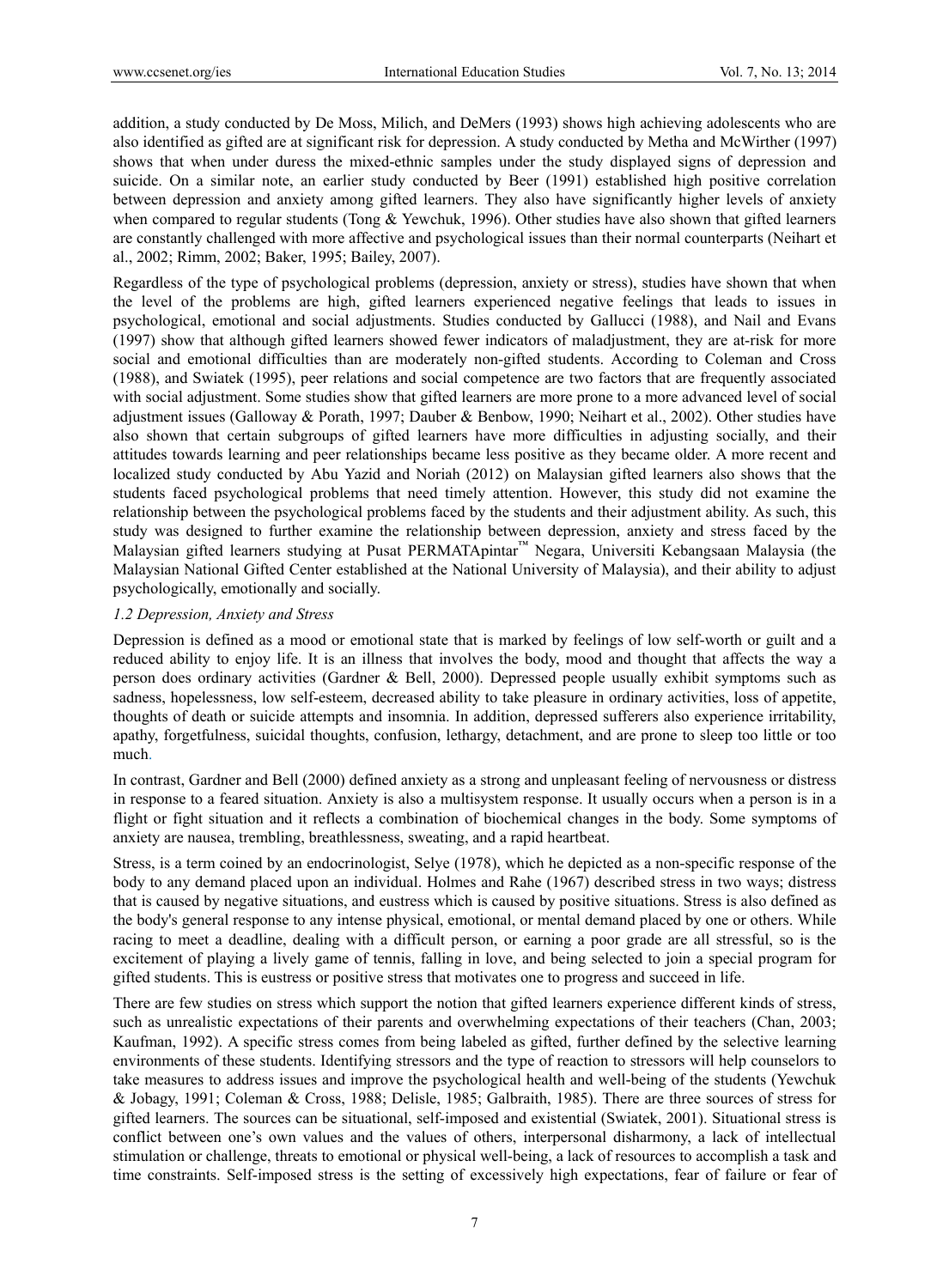addition, a study conducted by De Moss, Milich, and DeMers (1993) shows high achieving adolescents who are also identified as gifted are at significant risk for depression. A study conducted by Metha and McWirther (1997) shows that when under duress the mixed-ethnic samples under the study displayed signs of depression and suicide. On a similar note, an earlier study conducted by Beer (1991) established high positive correlation between depression and anxiety among gifted learners. They also have significantly higher levels of anxiety when compared to regular students (Tong & Yewchuk, 1996). Other studies have also shown that gifted learners are constantly challenged with more affective and psychological issues than their normal counterparts (Neihart et al., 2002; Rimm, 2002; Baker, 1995; Bailey, 2007).

Regardless of the type of psychological problems (depression, anxiety or stress), studies have shown that when the level of the problems are high, gifted learners experienced negative feelings that leads to issues in psychological, emotional and social adjustments. Studies conducted by Gallucci (1988), and Nail and Evans (1997) show that although gifted learners showed fewer indicators of maladjustment, they are at-risk for more social and emotional difficulties than are moderately non-gifted students. According to Coleman and Cross (1988), and Swiatek (1995), peer relations and social competence are two factors that are frequently associated with social adjustment. Some studies show that gifted learners are more prone to a more advanced level of social adjustment issues (Galloway & Porath, 1997; Dauber & Benbow, 1990; Neihart et al., 2002). Other studies have also shown that certain subgroups of gifted learners have more difficulties in adjusting socially, and their attitudes towards learning and peer relationships became less positive as they became older. A more recent and localized study conducted by Abu Yazid and Noriah (2012) on Malaysian gifted learners also shows that the students faced psychological problems that need timely attention. However, this study did not examine the relationship between the psychological problems faced by the students and their adjustment ability. As such, this study was designed to further examine the relationship between depression, anxiety and stress faced by the Malaysian gifted learners studying at Pusat PERMATApintar™ Negara, Universiti Kebangsaan Malaysia (the Malaysian National Gifted Center established at the National University of Malaysia), and their ability to adjust psychologically, emotionally and socially.

### *1.2 Depression, Anxiety and Stress*

Depression is defined as a mood or emotional state that is marked by feelings of low self-worth or guilt and a reduced ability to enjoy life. It is an illness that involves the body, mood and thought that affects the way a person does ordinary activities (Gardner & Bell, 2000). Depressed people usually exhibit symptoms such as sadness, hopelessness, low self-esteem, decreased ability to take pleasure in ordinary activities, loss of appetite, thoughts of death or suicide attempts and insomnia. In addition, depressed sufferers also experience irritability, apathy, forgetfulness, suicidal thoughts, confusion, lethargy, detachment, and are prone to sleep too little or too much.

In contrast, Gardner and Bell (2000) defined anxiety as a strong and unpleasant feeling of nervousness or distress in response to a feared situation. Anxiety is also a multisystem response. It usually occurs when a person is in a flight or fight situation and it reflects a combination of biochemical changes in the body. Some symptoms of anxiety are nausea, trembling, breathlessness, sweating, and a rapid heartbeat.

Stress, is a term coined by an endocrinologist, Selye (1978), which he depicted as a non-specific response of the body to any demand placed upon an individual. Holmes and Rahe (1967) described stress in two ways; distress that is caused by negative situations, and eustress which is caused by positive situations. Stress is also defined as the body's general response to any intense physical, emotional, or mental demand placed by one or others. While racing to meet a deadline, dealing with a difficult person, or earning a poor grade are all stressful, so is the excitement of playing a lively game of tennis, falling in love, and being selected to join a special program for gifted students. This is eustress or positive stress that motivates one to progress and succeed in life.

There are few studies on stress which support the notion that gifted learners experience different kinds of stress, such as unrealistic expectations of their parents and overwhelming expectations of their teachers (Chan, 2003; Kaufman, 1992). A specific stress comes from being labeled as gifted, further defined by the selective learning environments of these students. Identifying stressors and the type of reaction to stressors will help counselors to take measures to address issues and improve the psychological health and well-being of the students (Yewchuk & Jobagy, 1991; Coleman & Cross, 1988; Delisle, 1985; Galbraith, 1985). There are three sources of stress for gifted learners. The sources can be situational, self-imposed and existential (Swiatek, 2001). Situational stress is conflict between one's own values and the values of others, interpersonal disharmony, a lack of intellectual stimulation or challenge, threats to emotional or physical well-being, a lack of resources to accomplish a task and time constraints. Self-imposed stress is the setting of excessively high expectations, fear of failure or fear of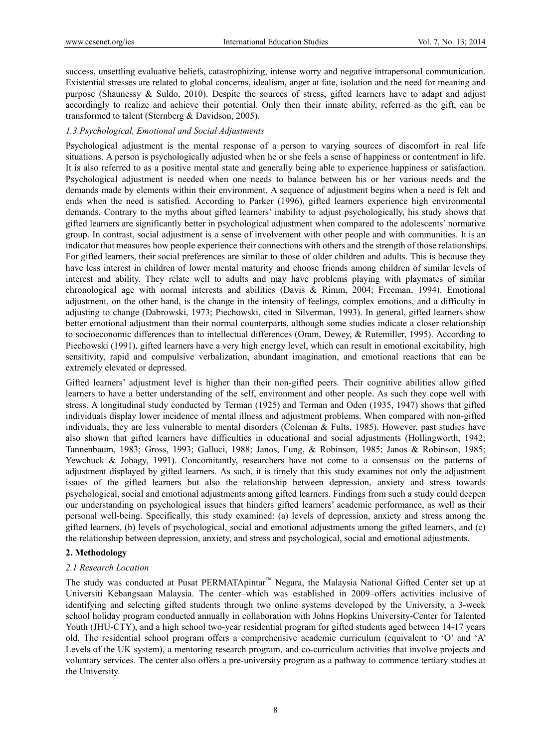success, unsettling evaluative beliefs, catastrophizing, intense worry and negative intrapersonal communication. Existential stresses are related to global concerns, idealism, anger at fate, isolation and the need for meaning and purpose (Shaunessy & Suldo, 2010). Despite the sources of stress, gifted learners have to adapt and adjust accordingly to realize and achieve their potential. Only then their innate ability, referred as the gift, can be transformed to talent (Sternberg & Davidson, 2005).

### *1.3 Psychological, Emotional and Social Adjustments*

Psychological adjustment is the mental response of a person to varying sources of discomfort in real life situations. A person is psychologically adjusted when he or she feels a sense of happiness or contentment in life. It is also referred to as a positive mental state and generally being able to experience happiness or satisfaction. Psychological adjustment is needed when one needs to balance between his or her various needs and the demands made by elements within their environment. A sequence of adjustment begins when a need is felt and ends when the need is satisfied. According to Parker (1996), gifted learners experience high environmental demands. Contrary to the myths about gifted learners' inability to adjust psychologically, his study shows that gifted learners are significantly better in psychological adjustment when compared to the adolescents' normative group. In contrast, social adjustment is a sense of involvement with other people and with communities. It is an indicator that measures how people experience their connections with others and the strength of those relationships. For gifted learners, their social preferences are similar to those of older children and adults. This is because they have less interest in children of lower mental maturity and choose friends among children of similar levels of interest and ability. They relate well to adults and may have problems playing with playmates of similar chronological age with normal interests and abilities (Davis & Rimm, 2004; Freeman, 1994). Emotional adjustment, on the other hand, is the change in the intensity of feelings, complex emotions, and a difficulty in adjusting to change (Dabrowski, 1973; Piechowski, cited in Silverman, 1993). In general, gifted learners show better emotional adjustment than their normal counterparts, although some studies indicate a closer relationship to socioeconomic differences than to intellectual differences (Oram, Dewey, & Rutemiller, 1995). According to Piechowski (1991), gifted learners have a very high energy level, which can result in emotional excitability, high sensitivity, rapid and compulsive verbalization, abundant imagination, and emotional reactions that can be extremely elevated or depressed.

Gifted learners' adjustment level is higher than their non-gifted peers. Their cognitive abilities allow gifted learners to have a better understanding of the self, environment and other people. As such they cope well with stress. A longitudinal study conducted by Terman (1925) and Terman and Oden (1935, 1947) shows that gifted individuals display lower incidence of mental illness and adjustment problems. When compared with non-gifted individuals, they are less vulnerable to mental disorders (Coleman & Fults, 1985). However, past studies have also shown that gifted learners have difficulties in educational and social adjustments (Hollingworth, 1942; Tannenbaum, 1983; Gross, 1993; Galluci, 1988; Janos, Fung, & Robinson, 1985; Janos & Robinson, 1985; Yewchuck & Jobagy, 1991). Concomitantly, researchers have not come to a consensus on the patterns of adjustment displayed by gifted learners. As such, it is timely that this study examines not only the adjustment issues of the gifted learners but also the relationship between depression, anxiety and stress towards psychological, social and emotional adjustments among gifted learners. Findings from such a study could deepen our understanding on psychological issues that hinders gifted learners' academic performance, as well as their personal well-being. Specifically, this study examined: (a) levels of depression, anxiety and stress among the gifted learners, (b) levels of psychological, social and emotional adjustments among the gifted learners, and (c) the relationship between depression, anxiety, and stress and psychological, social and emotional adjustments.

## **2. Methodology**

### *2.1 Research Location*

The study was conducted at Pusat PERMATApintar™ Negara, the Malaysia National Gifted Center set up at Universiti Kebangsaan Malaysia. The center–which was established in 2009–offers activities inclusive of identifying and selecting gifted students through two online systems developed by the University, a 3-week school holiday program conducted annually in collaboration with Johns Hopkins University-Center for Talented Youth (JHU-CTY), and a high school two-year residential program for gifted students aged between 14-17 years old. The residential school program offers a comprehensive academic curriculum (equivalent to 'O' and 'A' Levels of the UK system), a mentoring research program, and co-curriculum activities that involve projects and voluntary services. The center also offers a pre-university program as a pathway to commence tertiary studies at the University.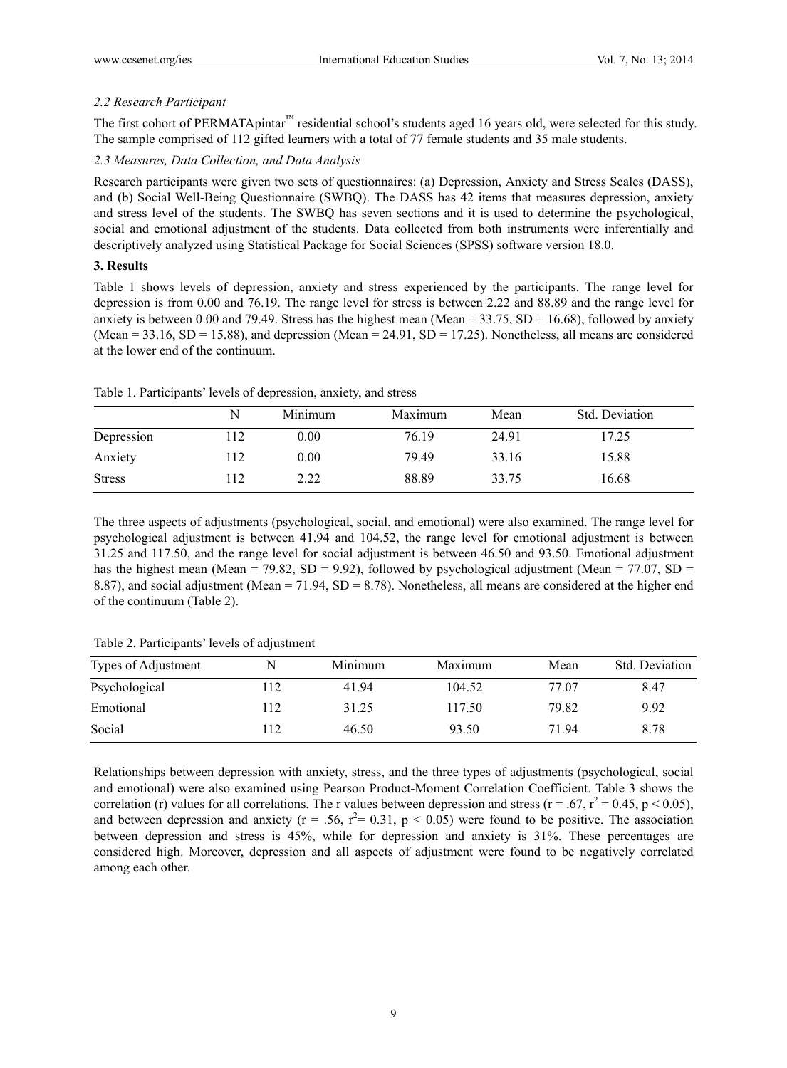### *2.2 Research Participant*

The first cohort of PERMATApintar™ residential school's students aged 16 years old, were selected for this study. The sample comprised of 112 gifted learners with a total of 77 female students and 35 male students.

### *2.3 Measures, Data Collection, and Data Analysis*

Research participants were given two sets of questionnaires: (a) Depression, Anxiety and Stress Scales (DASS), and (b) Social Well-Being Questionnaire (SWBQ). The DASS has 42 items that measures depression, anxiety and stress level of the students. The SWBQ has seven sections and it is used to determine the psychological, social and emotional adjustment of the students. Data collected from both instruments were inferentially and descriptively analyzed using Statistical Package for Social Sciences (SPSS) software version 18.0.

## 3. Results

Table 1 shows levels of depression, anxiety and stress experienced by the participants. The range level for depression is from 0.00 and 76.19. The range level for stress is between 2.22 and 88.89 and the range level for anxiety is between 0.00 and 79.49. Stress has the highest mean (Mean = 33.75, SD = 16.68), followed by anxiety (Mean = 33.16, SD = 15.88), and depression (Mean = 24.91, SD = 17.25). Nonetheless, all means are considered at the lower end of the continuum.

Table 1. Participants' levels of depression, anxiety, and stress

| | N | Minimum | Maximum | Mean | Std. Deviation |
|---|---|---|---|---|---|
| Depression | 112 | 0.00 | 76.19 | 24.91 | 17.25 |
| Anxiety | 112 | 0.00 | 79.49 | 33.16 | 15.88 |
| Stress | 112 | 2.22 | 88.89 | 33.75 | 16.68 |

The three aspects of adjustments (psychological, social, and emotional) were also examined. The range level for psychological adjustment is between 41.94 and 104.52, the range level for emotional adjustment is between 31.25 and 117.50, and the range level for social adjustment is between 46.50 and 93.50. Emotional adjustment has the highest mean (Mean = 79.82, SD = 9.92), followed by psychological adjustment (Mean = 77.07, SD = 8.87), and social adjustment (Mean = 71.94, SD = 8.78). Nonetheless, all means are considered at the higher end of the continuum (Table 2).

Table 2. Participants' levels of adjustment

| Types of Adjustment | N | Minimum | Maximum | Mean | Std. Deviation |
|---|---|---|---|---|---|
| Psychological | 112 | 41.94 | 104.52 | 77.07 | 8.47 |
| Emotional | 112 | 31.25 | 117.50 | 79.82 | 9.92 |
| Social | 112 | 46.50 | 93.50 | 71.94 | 8.78 |

Relationships between depression with anxiety, stress, and the three types of adjustments (psychological, social and emotional) were also examined using Pearson Product-Moment Correlation Coefficient. Table 3 shows the correlation (r) values for all correlations. The r values between depression and stress ($r = .67$, $r^2 = 0.45$, $p < 0.05$), and between depression and anxiety ($r = .56$, $r^2 = 0.31$, $p < 0.05$) were found to be positive. The association between depression and stress is 45%, while for depression and anxiety is 31%. These percentages are considered high. Moreover, depression and all aspects of adjustment were found to be negatively correlated among each other.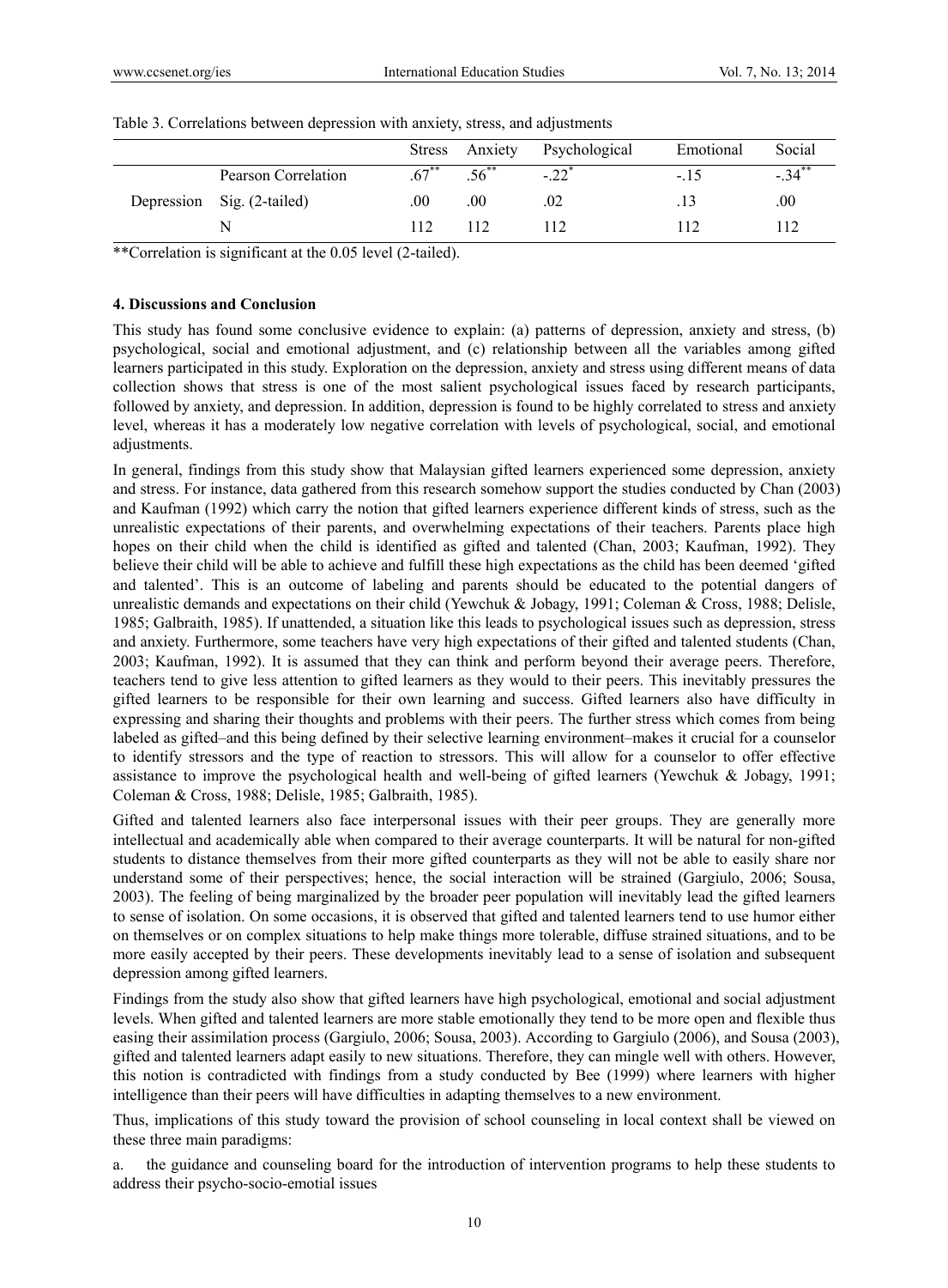Table 3. Correlations between depression with anxiety, stress, and adjustments

| | | Stress | Anxiety | Psychological | Emotional | Social |
|---|---|---|---|---|---|---|
| Depression | Pearson Correlation | .67** | .56** | -.22* | -.15 | -.34** |
| | Sig. (2-tailed) | .00 | .00 | .02 | .13 | .00 |
| | N | 112 | 112 | 112 | 112 | 112 |

**Correlation is significant at the 0.05 level (2-tailed).

#### 4. Discussions and Conclusion

This study has found some conclusive evidence to explain: (a) patterns of depression, anxiety and stress, (b) psychological, social and emotional adjustment, and (c) relationship between all the variables among gifted learners participated in this study. Exploration on the depression, anxiety and stress using different means of data collection shows that stress is one of the most salient psychological issues faced by research participants, followed by anxiety, and depression. In addition, depression is found to be highly correlated to stress and anxiety level, whereas it has a moderately low negative correlation with levels of psychological, social, and emotional adjustments.

In general, findings from this study show that Malaysian gifted learners experienced some depression, anxiety and stress. For instance, data gathered from this research somehow support the studies conducted by Chan (2003) and Kaufman (1992) which carry the notion that gifted learners experience different kinds of stress, such as the unrealistic expectations of their parents, and overwhelming expectations of their teachers. Parents place high hopes on their child when the child is identified as gifted and talented (Chan, 2003; Kaufman, 1992). They believe their child will be able to achieve and fulfill these high expectations as the child has been deemed 'gifted and talented'. This is an outcome of labeling and parents should be educated to the potential dangers of unrealistic demands and expectations on their child (Yewchuk & Jobagy, 1991; Coleman & Cross, 1988; Delisle, 1985; Galbraith, 1985). If unattended, a situation like this leads to psychological issues such as depression, stress and anxiety. Furthermore, some teachers have very high expectations of their gifted and talented students (Chan, 2003; Kaufman, 1992). It is assumed that they can think and perform beyond their average peers. Therefore, teachers tend to give less attention to gifted learners as they would to their peers. This inevitably pressures the gifted learners to be responsible for their own learning and success. Gifted learners also have difficulty in expressing and sharing their thoughts and problems with their peers. The further stress which comes from being labeled as gifted–and this being defined by their selective learning environment–makes it crucial for a counselor to identify stressors and the type of reaction to stressors. This will allow for a counselor to offer effective assistance to improve the psychological health and well-being of gifted learners (Yewchuk & Jobagy, 1991; Coleman & Cross, 1988; Delisle, 1985; Galbraith, 1985).

Gifted and talented learners also face interpersonal issues with their peer groups. They are generally more intellectual and academically able when compared to their average counterparts. It will be natural for non-gifted students to distance themselves from their more gifted counterparts as they will not be able to easily share nor understand some of their perspectives; hence, the social interaction will be strained (Gargiulo, 2006; Sousa, 2003). The feeling of being marginalized by the broader peer population will inevitably lead the gifted learners to sense of isolation. On some occasions, it is observed that gifted and talented learners tend to use humor either on themselves or on complex situations to help make things more tolerable, diffuse strained situations, and to be more easily accepted by their peers. These developments inevitably lead to a sense of isolation and subsequent depression among gifted learners.

Findings from the study also show that gifted learners have high psychological, emotional and social adjustment levels. When gifted and talented learners are more stable emotionally they tend to be more open and flexible thus easing their assimilation process (Gargiulo, 2006; Sousa, 2003). According to Gargiulo (2006), and Sousa (2003), gifted and talented learners adapt easily to new situations. Therefore, they can mingle well with others. However, this notion is contradicted with findings from a study conducted by Bee (1999) where learners with higher intelligence than their peers will have difficulties in adapting themselves to a new environment.

Thus, implications of this study toward the provision of school counseling in local context shall be viewed on these three main paradigms:

a. the guidance and counseling board for the introduction of intervention programs to help these students to address their psycho-socio-emotial issues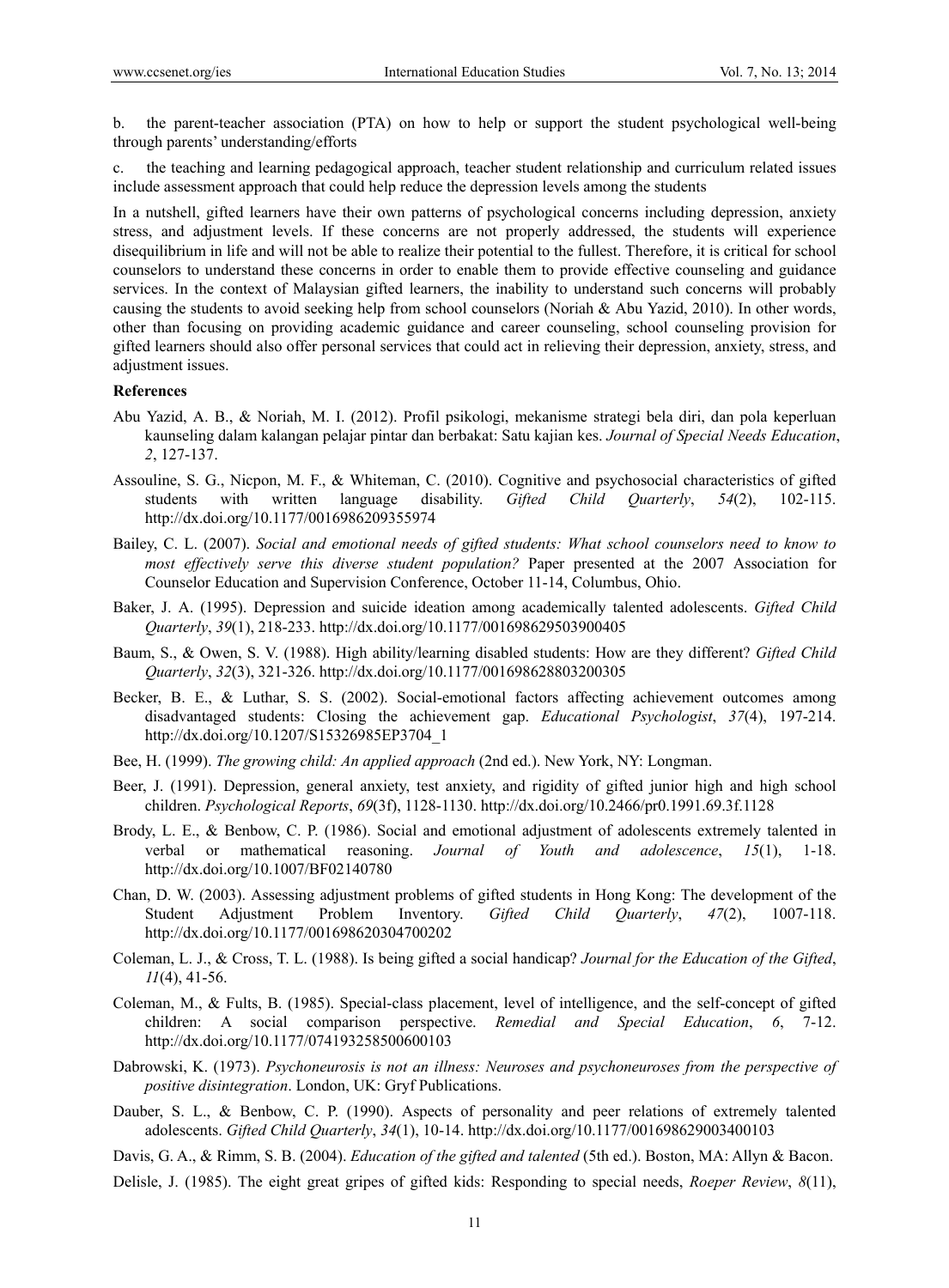b. the parent-teacher association (PTA) on how to help or support the student psychological well-being through parents' understanding/efforts

c. the teaching and learning pedagogical approach, teacher student relationship and curriculum related issues include assessment approach that could help reduce the depression levels among the students

In a nutshell, gifted learners have their own patterns of psychological concerns including depression, anxiety stress, and adjustment levels. If these concerns are not properly addressed, the students will experience disequilibrium in life and will not be able to realize their potential to the fullest. Therefore, it is critical for school counselors to understand these concerns in order to enable them to provide effective counseling and guidance services. In the context of Malaysian gifted learners, the inability to understand such concerns will probably causing the students to avoid seeking help from school counselors (Noriah & Abu Yazid, 2010). In other words, other than focusing on providing academic guidance and career counseling, school counseling provision for gifted learners should also offer personal services that could act in relieving their depression, anxiety, stress, and adjustment issues.

**References**

Abu Yazid, A. B., & Noriah, M. I. (2012). Profil psikologi, mekanisme strategi bela diri, dan pola keperluan kaunseling dalam kalangan pelajar pintar dan berbakat: Satu kajian kes. *Journal of Special Needs Education*, *2*, 127-137.

Assouline, S. G., Nicpon, M. F., & Whiteman, C. (2010). Cognitive and psychosocial characteristics of gifted students with written language disability. *Gifted Child Quarterly*, *54*(2), 102-115. http://dx.doi.org/10.1177/0016986209355974

Bailey, C. L. (2007). *Social and emotional needs of gifted students: What school counselors need to know to most effectively serve this diverse student population?* Paper presented at the 2007 Association for Counselor Education and Supervision Conference, October 11-14, Columbus, Ohio.

Baker, J. A. (1995). Depression and suicide ideation among academically talented adolescents. *Gifted Child Quarterly*, *39*(1), 218-233. http://dx.doi.org/10.1177/001698629503900405

Baum, S., & Owen, S. V. (1988). High ability/learning disabled students: How are they different? *Gifted Child Quarterly*, *32*(3), 321-326. http://dx.doi.org/10.1177/001698628803200305

Becker, B. E., & Luthar, S. S. (2002). Social-emotional factors affecting achievement outcomes among disadvantaged students: Closing the achievement gap. *Educational Psychologist*, *37*(4), 197-214. http://dx.doi.org/10.1207/S15326985EP3704_1

Bee, H. (1999). *The growing child: An applied approach* (2nd ed.). New York, NY: Longman.

Beer, J. (1991). Depression, general anxiety, test anxiety, and rigidity of gifted junior high and high school children. *Psychological Reports*, *69*(3f), 1128-1130. http://dx.doi.org/10.2466/pr0.1991.69.3f.1128

Brody, L. E., & Benbow, C. P. (1986). Social and emotional adjustment of adolescents extremely talented in verbal or mathematical reasoning. *Journal of Youth and adolescence*, *15*(1), 1-18. http://dx.doi.org/10.1007/BF02140780

Chan, D. W. (2003). Assessing adjustment problems of gifted students in Hong Kong: The development of the Student Adjustment Problem Inventory. *Gifted Child Quarterly*, *47*(2), 1007-118. http://dx.doi.org/10.1177/001698620304700202

Coleman, L. J., & Cross, T. L. (1988). Is being gifted a social handicap? *Journal for the Education of the Gifted*, *11*(4), 41-56.

Coleman, M., & Fults, B. (1985). Special-class placement, level of intelligence, and the self-concept of gifted children: A social comparison perspective. *Remedial and Special Education*, *6*, 7-12. http://dx.doi.org/10.1177/074193258500600103

Dabrowski, K. (1973). *Psychoneurosis is not an illness: Neuroses and psychoneuroses from the perspective of positive disintegration*. London, UK: Gryf Publications.

Dauber, S. L., & Benbow, C. P. (1990). Aspects of personality and peer relations of extremely talented adolescents. *Gifted Child Quarterly*, *34*(1), 10-14. http://dx.doi.org/10.1177/001698629003400103

Davis, G. A., & Rimm, S. B. (2004). *Education of the gifted and talented* (5th ed.). Boston, MA: Allyn & Bacon.

Delisle, J. (1985). The eight great gripes of gifted kids: Responding to special needs, *Roeper Review*, *8*(11),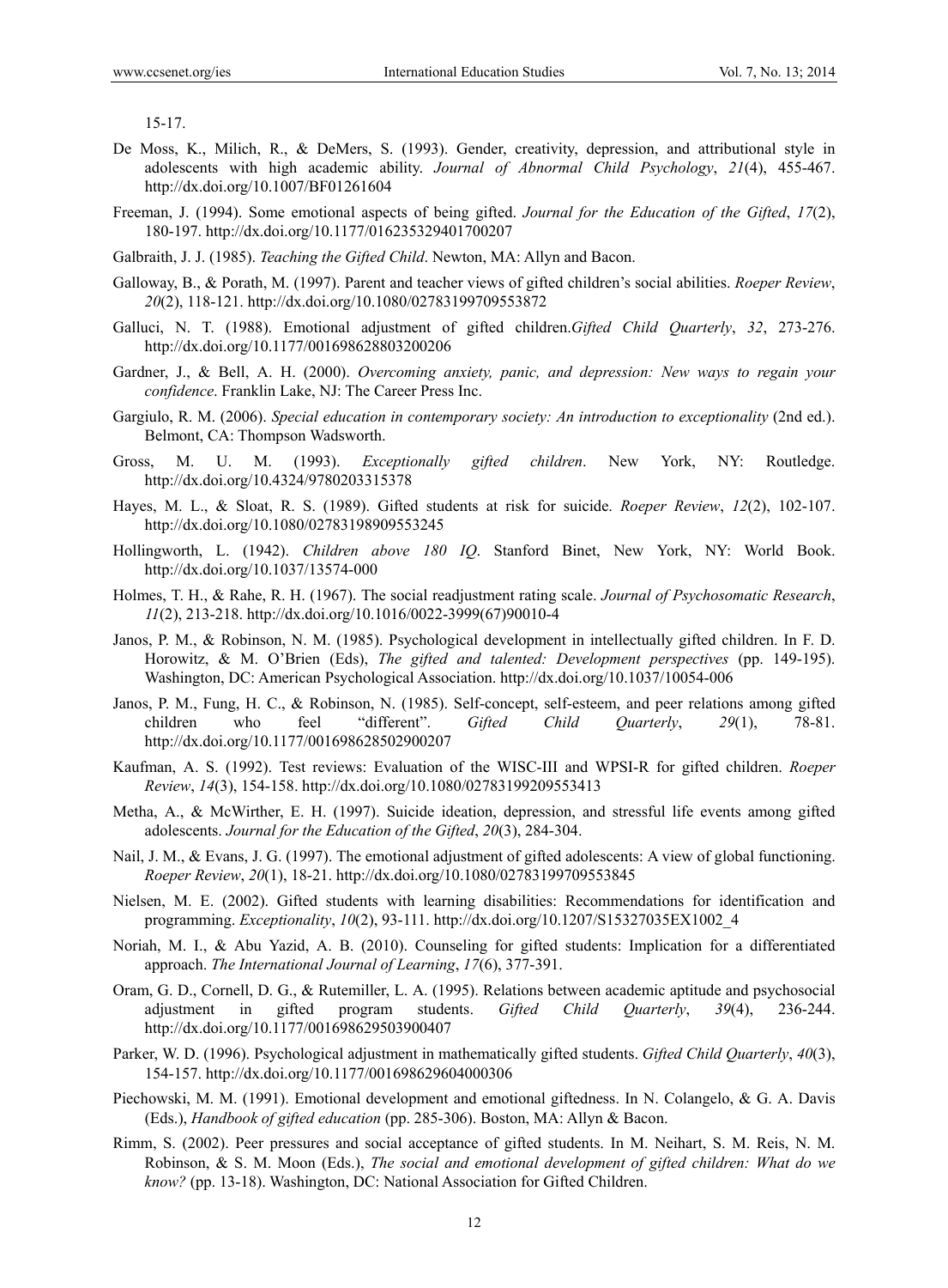15-17.

De Moss, K., Milich, R., & DeMers, S. (1993). Gender, creativity, depression, and attributional style in adolescents with high academic ability. *Journal of Abnormal Child Psychology*, *21*(4), 455-467. http://dx.doi.org/10.1007/BF01261604

Freeman, J. (1994). Some emotional aspects of being gifted. *Journal for the Education of the Gifted*, *17*(2), 180-197. http://dx.doi.org/10.1177/016235329401700207

Galbraith, J. J. (1985). *Teaching the Gifted Child*. Newton, MA: Allyn and Bacon.

Galloway, B., & Porath, M. (1997). Parent and teacher views of gifted children's social abilities. *Roeper Review*, *20*(2), 118-121. http://dx.doi.org/10.1080/02783199709553872

Galluci, N. T. (1988). Emotional adjustment of gifted children.*Gifted Child Quarterly*, *32*, 273-276. http://dx.doi.org/10.1177/001698628803200206

Gardner, J., & Bell, A. H. (2000). *Overcoming anxiety, panic, and depression: New ways to regain your confidence*. Franklin Lake, NJ: The Career Press Inc.

Gargiulo, R. M. (2006). *Special education in contemporary society: An introduction to exceptionality* (2nd ed.). Belmont, CA: Thompson Wadsworth.

Gross, M. U. M. (1993). *Exceptionally gifted children*. New York, NY: Routledge. http://dx.doi.org/10.4324/9780203315378

Hayes, M. L., & Sloat, R. S. (1989). Gifted students at risk for suicide. *Roeper Review*, *12*(2), 102-107. http://dx.doi.org/10.1080/02783198909553245

Hollingworth, L. (1942). *Children above 180 IQ*. Stanford Binet, New York, NY: World Book. http://dx.doi.org/10.1037/13574-000

Holmes, T. H., & Rahe, R. H. (1967). The social readjustment rating scale. *Journal of Psychosomatic Research*, *11*(2), 213-218. http://dx.doi.org/10.1016/0022-3999(67)90010-4

Janos, P. M., & Robinson, N. M. (1985). Psychological development in intellectually gifted children. In F. D. Horowitz, & M. O'Brien (Eds), *The gifted and talented: Development perspectives* (pp. 149-195). Washington, DC: American Psychological Association. http://dx.doi.org/10.1037/10054-006

Janos, P. M., Fung, H. C., & Robinson, N. (1985). Self-concept, self-esteem, and peer relations among gifted children who feel "different". *Gifted Child Quarterly*, *29*(1), 78-81. http://dx.doi.org/10.1177/001698628502900207

Kaufman, A. S. (1992). Test reviews: Evaluation of the WISC-III and WPSI-R for gifted children. *Roeper Review*, *14*(3), 154-158. http://dx.doi.org/10.1080/02783199209553413

Metha, A., & McWirther, E. H. (1997). Suicide ideation, depression, and stressful life events among gifted adolescents. *Journal for the Education of the Gifted*, *20*(3), 284-304.

Nail, J. M., & Evans, J. G. (1997). The emotional adjustment of gifted adolescents: A view of global functioning. *Roeper Review*, *20*(1), 18-21. http://dx.doi.org/10.1080/02783199709553845

Nielsen, M. E. (2002). Gifted students with learning disabilities: Recommendations for identification and programming. *Exceptionality*, *10*(2), 93-111. http://dx.doi.org/10.1207/S15327035EX1002_4

Noriah, M. I., & Abu Yazid, A. B. (2010). Counseling for gifted students: Implication for a differentiated approach. *The International Journal of Learning*, *17*(6), 377-391.

Oram, G. D., Cornell, D. G., & Rutemiller, L. A. (1995). Relations between academic aptitude and psychosocial adjustment in gifted program students. *Gifted Child Quarterly*, *39*(4), 236-244. http://dx.doi.org/10.1177/001698629503900407

Parker, W. D. (1996). Psychological adjustment in mathematically gifted students. *Gifted Child Quarterly*, *40*(3), 154-157. http://dx.doi.org/10.1177/001698629604000306

Piechowski, M. M. (1991). Emotional development and emotional giftedness. In N. Colangelo, & G. A. Davis (Eds.), *Handbook of gifted education* (pp. 285-306). Boston, MA: Allyn & Bacon.

Rimm, S. (2002). Peer pressures and social acceptance of gifted students. In M. Neihart, S. M. Reis, N. M. Robinson, & S. M. Moon (Eds.), *The social and emotional development of gifted children: What do we know?* (pp. 13-18). Washington, DC: National Association for Gifted Children.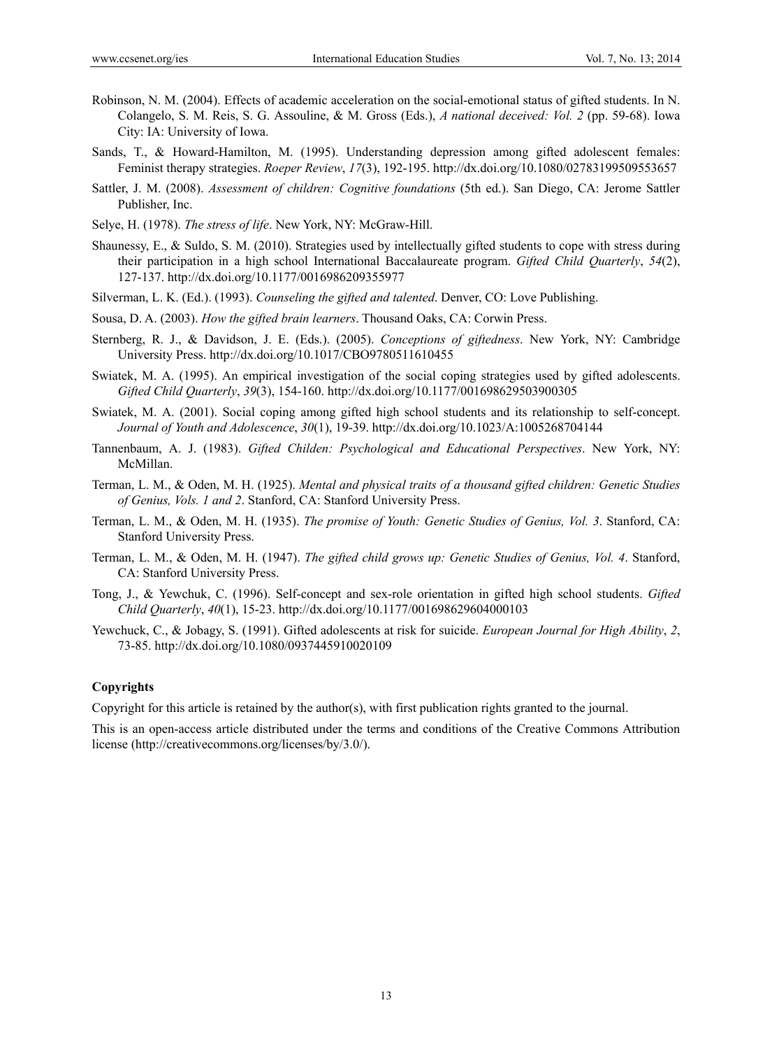Robinson, N. M. (2004). Effects of academic acceleration on the social-emotional status of gifted students. In N. Colangelo, S. M. Reis, S. G. Assouline, & M. Gross (Eds.), *A national deceived: Vol. 2* (pp. 59-68). Iowa City: IA: University of Iowa.

Sands, T., & Howard-Hamilton, M. (1995). Understanding depression among gifted adolescent females: Feminist therapy strategies. *Roeper Review*, *17*(3), 192-195. http://dx.doi.org/10.1080/02783199509553657

Sattler, J. M. (2008). *Assessment of children: Cognitive foundations* (5th ed.). San Diego, CA: Jerome Sattler Publisher, Inc.

Selye, H. (1978). *The stress of life*. New York, NY: McGraw-Hill.

Shaunessy, E., & Suldo, S. M. (2010). Strategies used by intellectually gifted students to cope with stress during their participation in a high school International Baccalaureate program. *Gifted Child Quarterly*, *54*(2), 127-137. http://dx.doi.org/10.1177/0016986209355977

Silverman, L. K. (Ed.). (1993). *Counseling the gifted and talented*. Denver, CO: Love Publishing.

Sousa, D. A. (2003). *How the gifted brain learners*. Thousand Oaks, CA: Corwin Press.

Sternberg, R. J., & Davidson, J. E. (Eds.). (2005). *Conceptions of giftedness*. New York, NY: Cambridge University Press. http://dx.doi.org/10.1017/CBO9780511610455

Swiatek, M. A. (1995). An empirical investigation of the social coping strategies used by gifted adolescents. *Gifted Child Quarterly*, *39*(3), 154-160. http://dx.doi.org/10.1177/001698629503900305

Swiatek, M. A. (2001). Social coping among gifted high school students and its relationship to self-concept. *Journal of Youth and Adolescence*, *30*(1), 19-39. http://dx.doi.org/10.1023/A:1005268704144

Tannenbaum, A. J. (1983). *Gifted Childen: Psychological and Educational Perspectives*. New York, NY: McMillan.

Terman, L. M., & Oden, M. H. (1925). *Mental and physical traits of a thousand gifted children: Genetic Studies of Genius, Vols. 1 and 2*. Stanford, CA: Stanford University Press.

Terman, L. M., & Oden, M. H. (1935). *The promise of Youth: Genetic Studies of Genius, Vol. 3*. Stanford, CA: Stanford University Press.

Terman, L. M., & Oden, M. H. (1947). *The gifted child grows up: Genetic Studies of Genius, Vol. 4*. Stanford, CA: Stanford University Press.

Tong, J., & Yewchuk, C. (1996). Self-concept and sex-role orientation in gifted high school students. *Gifted Child Quarterly*, *40*(1), 15-23. http://dx.doi.org/10.1177/001698629604000103

Yewchuck, C., & Jobagy, S. (1991). Gifted adolescents at risk for suicide. *European Journal for High Ability*, *2*, 73-85. http://dx.doi.org/10.1080/0937445910020109

### Copyrights

Copyright for this article is retained by the author(s), with first publication rights granted to the journal.

This is an open-access article distributed under the terms and conditions of the Creative Commons Attribution license (http://creativecommons.org/licenses/by/3.0/).